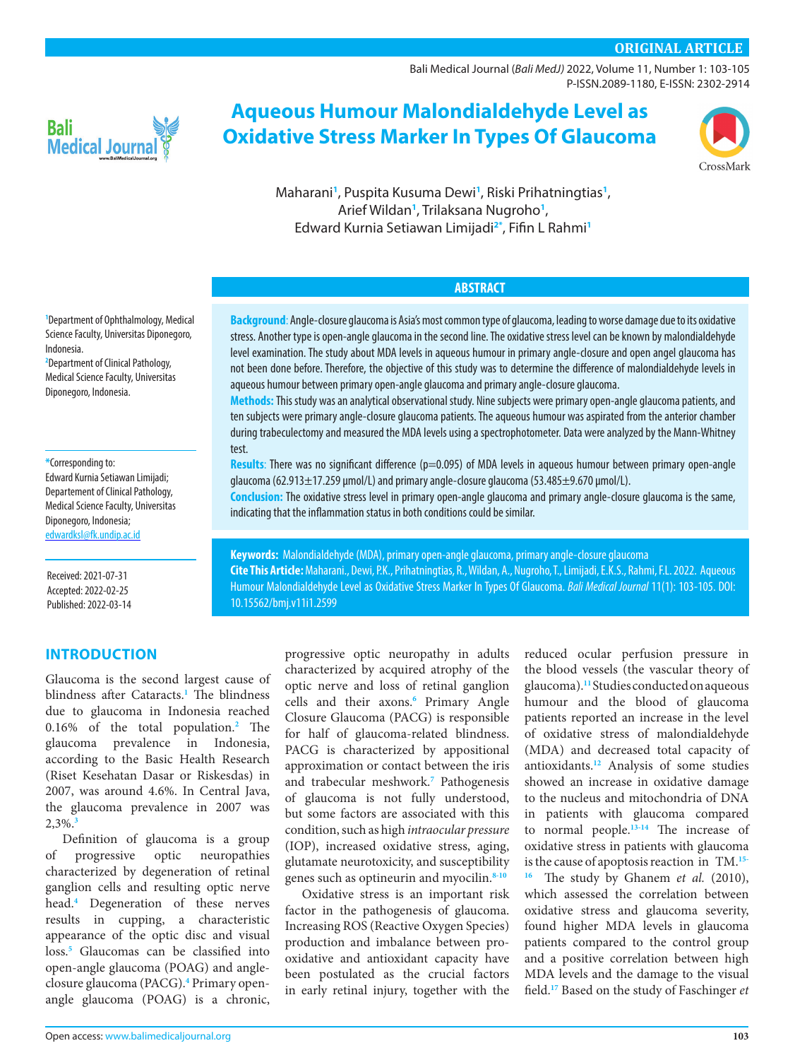ORIGINAL ARTICLE

# Aqueous Humour Malondialdehyde Level as Oxidative Stress Marker In Types Of Glaucoma

Maharani[1], Puspita Kusuma Dewi[1], Riski Prihatningtias[1], Arief Wildan[1], Trilaksana Nugroho[1], Edward Kurnia Setiawan Limijadi[2*], Fifin L Rahmi[1]

[1]Department of Ophthalmology, Medical Science Faculty, Universitas Diponegoro, Indonesia.
[2]Department of Clinical Pathology, Medical Science Faculty, Universitas Diponegoro, Indonesia.

*Corresponding to:
Edward Kurnia Setiawan Limijadi; Departement of Clinical Pathology, Medical Science Faculty, Universitas Diponegoro, Indonesia;
edwardksl@fk.undip.ac.id

Received: 2021-07-31
Accepted: 2022-02-25
Published: 2022-03-14

## ABSTRACT

**Background**: Angle-closure glaucoma is Asia's most common type of glaucoma, leading to worse damage due to its oxidative stress. Another type is open-angle glaucoma in the second line. The oxidative stress level can be known by malondialdehyde level examination. The study about MDA levels in aqueous humour in primary angle-closure and open angel glaucoma has not been done before. Therefore, the objective of this study was to determine the difference of malondialdehyde levels in aqueous humour between primary open-angle glaucoma and primary angle-closure glaucoma.

**Methods:** This study was an analytical observational study. Nine subjects were primary open-angle glaucoma patients, and ten subjects were primary angle-closure glaucoma patients. The aqueous humour was aspirated from the anterior chamber during trabeculectomy and measured the MDA levels using a spectrophotometer. Data were analyzed by the Mann-Whitney test.

**Results**: There was no significant difference ($p=0.095$) of MDA levels in aqueous humour between primary open-angle glaucoma ($62.913 \pm 17.259$ μmol/L) and primary angle-closure glaucoma ($53.485 \pm 9.670$ μmol/L).

**Conclusion:** The oxidative stress level in primary open-angle glaucoma and primary angle-closure glaucoma is the same, indicating that the inflammation status in both conditions could be similar.

**Keywords:** Malondialdehyde (MDA), primary open-angle glaucoma, primary angle-closure glaucoma

**Cite This Article:** Maharani., Dewi, P.K., Prihatningtias, R., Wildan, A., Nugroho, T., Limijadi, E.K.S., Rahmi, F.L. 2022. Aqueous Humour Malondialdehyde Level as Oxidative Stress Marker In Types Of Glaucoma. *Bali Medical Journal* 11(1): 103-105. DOI: 10.15562/bmj.v11i1.2599

## INTRODUCTION

Glaucoma is the second largest cause of blindness after Cataracts.[1] The blindness due to glaucoma in Indonesia reached 0.16% of the total population.[2] The glaucoma prevalence in Indonesia, according to the Basic Health Research (Riset Kesehatan Dasar or Riskesdas) in 2007, was around 4.6%. In Central Java, the glaucoma prevalence in 2007 was 2,3%.[3]

Definition of glaucoma is a group of progressive optic neuropathies characterized by degeneration of retinal ganglion cells and resulting optic nerve head.[4] Degeneration of these nerves results in cupping, a characteristic appearance of the optic disc and visual loss.[5] Glaucomas can be classified into open-angle glaucoma (POAG) and angle-closure glaucoma (PACG).[4] Primary open-angle glaucoma (POAG) is a chronic, progressive optic neuropathy in adults characterized by acquired atrophy of the optic nerve and loss of retinal ganglion cells and their axons.[6] Primary Angle Closure Glaucoma (PACG) is responsible for half of glaucoma-related blindness. PACG is characterized by appositional approximation or contact between the iris and trabecular meshwork.[7] Pathogenesis of glaucoma is not fully understood, but some factors are associated with this condition, such as high *intraocular pressure* (IOP), increased oxidative stress, aging, glutamate neurotoxicity, and susceptibility genes such as optineurin and myocilin.[8-10]

Oxidative stress is an important risk factor in the pathogenesis of glaucoma. Increasing ROS (Reactive Oxygen Species) production and imbalance between pro-oxidative and antioxidant capacity have been postulated as the crucial factors in early retinal injury, together with the reduced ocular perfusion pressure in the blood vessels (the vascular theory of glaucoma).[11] Studies conducted on aqueous humour and the blood of glaucoma patients reported an increase in the level of oxidative stress of malondialdehyde (MDA) and decreased total capacity of antioxidants.[12] Analysis of some studies showed an increase in oxidative damage to the nucleus and mitochondria of DNA in patients with glaucoma compared to normal people.[13-14] The increase of oxidative stress in patients with glaucoma is the cause of apoptosis reaction in TM.[15-16] The study by Ghanem *et al.* (2010), which assessed the correlation between oxidative stress and glaucoma severity, found higher MDA levels in glaucoma patients compared to the control group and a positive correlation between high MDA levels and the damage to the visual field.[17] Based on the study of Faschinger *et*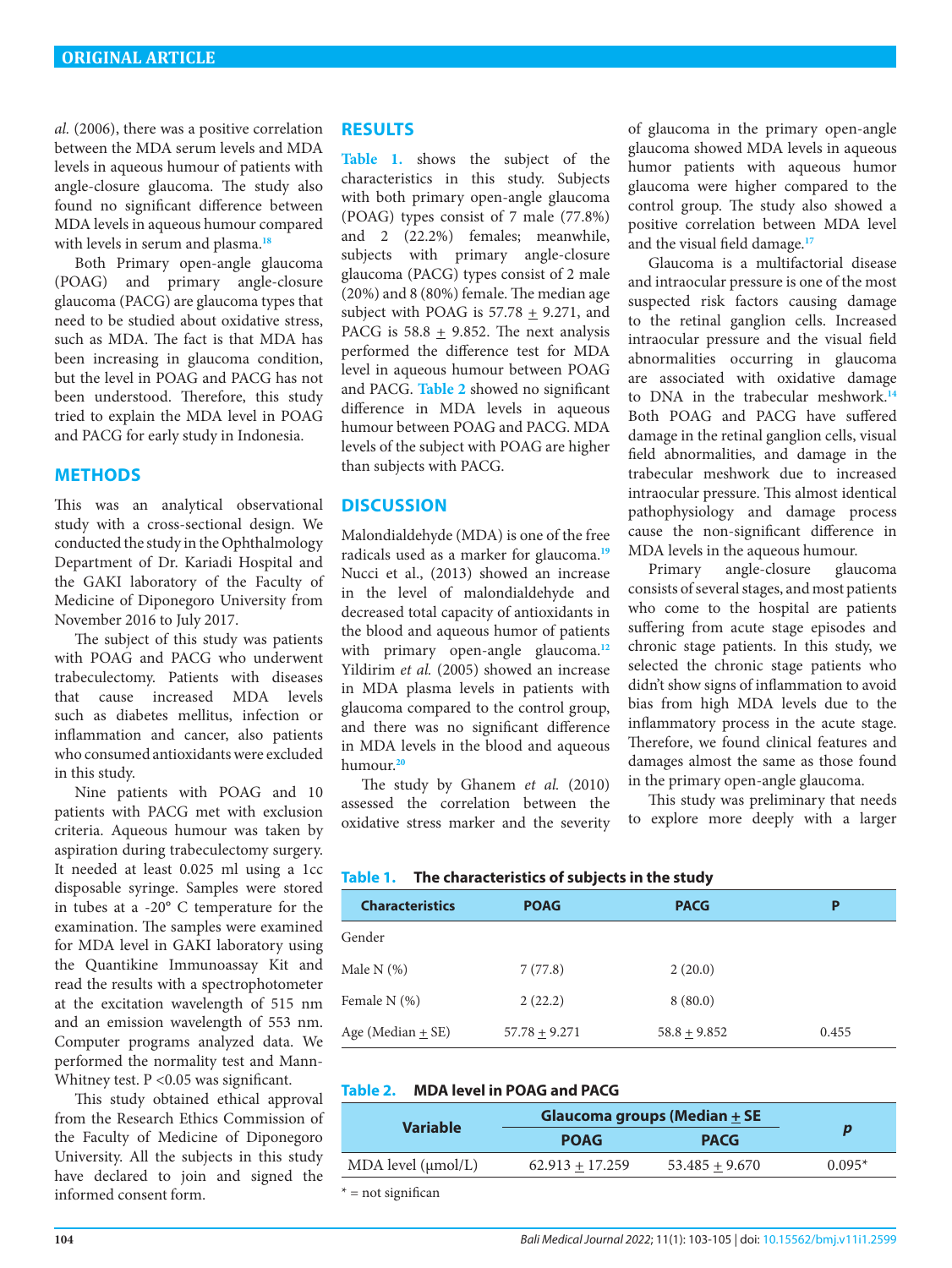*al.* (2006), there was a positive correlation between the MDA serum levels and MDA levels in aqueous humour of patients with angle-closure glaucoma. The study also found no significant difference between MDA levels in aqueous humour compared with levels in serum and plasma.[18]

Both Primary open-angle glaucoma (POAG) and primary angle-closure glaucoma (PACG) are glaucoma types that need to be studied about oxidative stress, such as MDA. The fact is that MDA has been increasing in glaucoma condition, but the level in POAG and PACG has not been understood. Therefore, this study tried to explain the MDA level in POAG and PACG for early study in Indonesia.

## METHODS

This was an analytical observational study with a cross-sectional design. We conducted the study in the Ophthalmology Department of Dr. Kariadi Hospital and the GAKI laboratory of the Faculty of Medicine of Diponegoro University from November 2016 to July 2017.

The subject of this study was patients with POAG and PACG who underwent trabeculectomy. Patients with diseases that cause increased MDA levels such as diabetes mellitus, infection or inflammation and cancer, also patients who consumed antioxidants were excluded in this study.

Nine patients with POAG and 10 patients with PACG met with exclusion criteria. Aqueous humour was taken by aspiration during trabeculectomy surgery. It needed at least 0.025 ml using a 1cc disposable syringe. Samples were stored in tubes at a -20° C temperature for the examination. The samples were examined for MDA level in GAKI laboratory using the Quantikine Immunoassay Kit and read the results with a spectrophotometer at the excitation wavelength of 515 nm and an emission wavelength of 553 nm. Computer programs analyzed data. We performed the normality test and Mann-Whitney test. P <0.05 was significant.

This study obtained ethical approval from the Research Ethics Commission of the Faculty of Medicine of Diponegoro University. All the subjects in this study have declared to join and signed the informed consent form.

## RESULTS

**Table 1.** shows the subject of the characteristics in this study. Subjects with both primary open-angle glaucoma (POAG) types consist of 7 male (77.8%) and 2 (22.2%) females; meanwhile, subjects with primary angle-closure glaucoma (PACG) types consist of 2 male (20%) and 8 (80%) female. The median age subject with POAG is 57.78 ± 9.271, and PACG is 58.8 ± 9.852. The next analysis performed the difference test for MDA level in aqueous humour between POAG and PACG. **Table 2** showed no significant difference in MDA levels in aqueous humour between POAG and PACG. MDA levels of the subject with POAG are higher than subjects with PACG.

## DISCUSSION

Malondialdehyde (MDA) is one of the free radicals used as a marker for glaucoma.[19] Nucci et al., (2013) showed an increase in the level of malondialdehyde and decreased total capacity of antioxidants in the blood and aqueous humor of patients with primary open-angle glaucoma.[12] Yildirim *et al.* (2005) showed an increase in MDA plasma levels in patients with glaucoma compared to the control group, and there was no significant difference in MDA levels in the blood and aqueous humour.[20]

The study by Ghanem *et al.* (2010) assessed the correlation between the oxidative stress marker and the severity of glaucoma in the primary open-angle glaucoma showed MDA levels in aqueous humor patients with aqueous humor glaucoma were higher compared to the control group. The study also showed a positive correlation between MDA level and the visual field damage.[17]

Glaucoma is a multifactorial disease and intraocular pressure is one of the most suspected risk factors causing damage to the retinal ganglion cells. Increased intraocular pressure and the visual field abnormalities occurring in glaucoma are associated with oxidative damage to DNA in the trabecular meshwork.[14] Both POAG and PACG have suffered damage in the retinal ganglion cells, visual field abnormalities, and damage in the trabecular meshwork due to increased intraocular pressure. This almost identical pathophysiology and damage process cause the non-significant difference in MDA levels in the aqueous humour.

Primary angle-closure glaucoma consists of several stages, and most patients who come to the hospital are patients suffering from acute stage episodes and chronic stage patients. In this study, we selected the chronic stage patients who didn't show signs of inflammation to avoid bias from high MDA levels due to the inflammatory process in the acute stage. Therefore, we found clinical features and damages almost the same as those found in the primary open-angle glaucoma.

This study was preliminary that needs to explore more deeply with a larger

**Table 1. The characteristics of subjects in the study**

| Characteristics | POAG | PACG | P |
|---|---|---|---|
| Gender | | | |
| Male N (%) | 7 (77.8) | 2 (20.0) | |
| Female N (%) | 2 (22.2) | 8 (80.0) | |
| Age (Median ± SE) | 57.78 ± 9.271 | 58.8 ± 9.852 | 0.455 |

**Table 2. MDA level in POAG and PACG**

| Variable | Glaucoma groups (Median ± SE | | p |
|---|---|---|---|
| | POAG | PACG | |
| MDA level (μmol/L) | 62.913 ± 17.259 | 53.485 ± 9.670 | 0.095* |

\* = not significan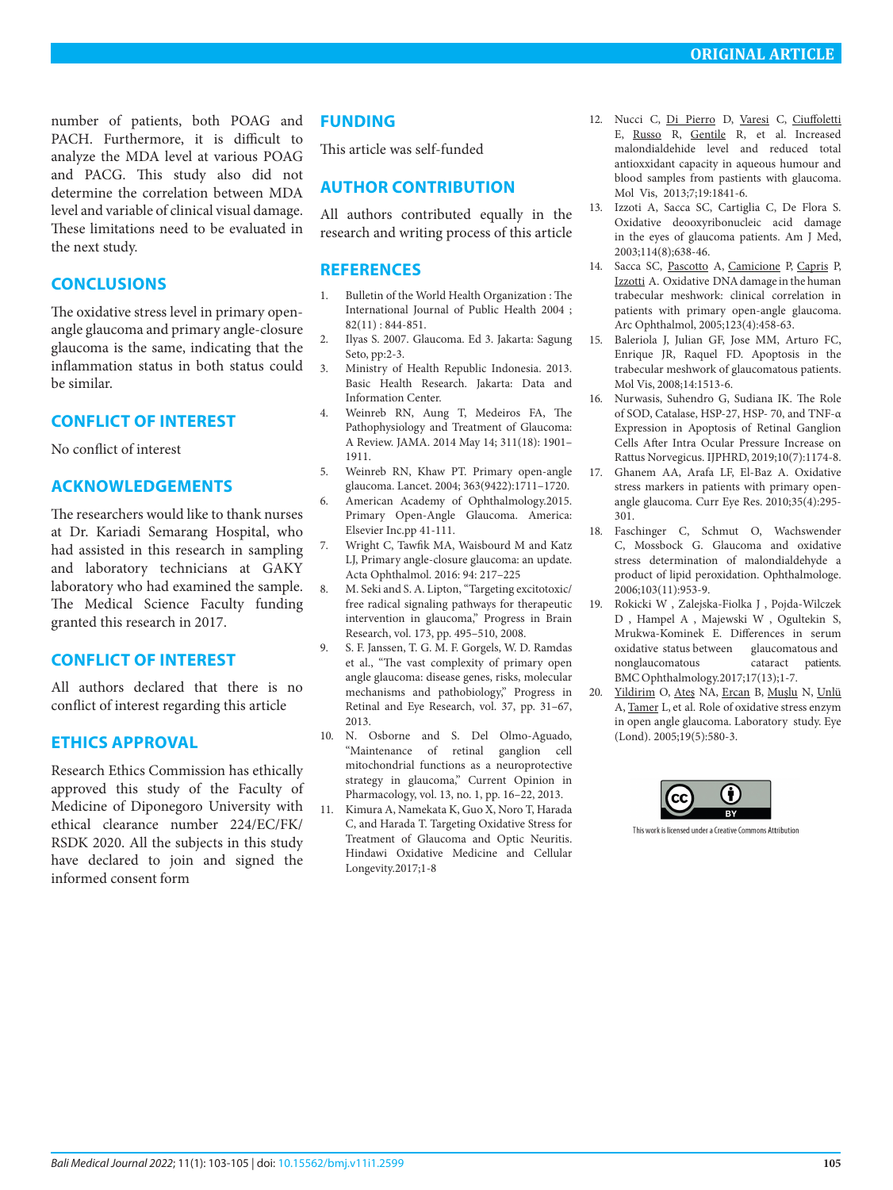number of patients, both POAG and PACH. Furthermore, it is difficult to analyze the MDA level at various POAG and PACG. This study also did not determine the correlation between MDA level and variable of clinical visual damage. These limitations need to be evaluated in the next study.

## CONCLUSIONS

The oxidative stress level in primary open-angle glaucoma and primary angle-closure glaucoma is the same, indicating that the inflammation status in both status could be similar.

## CONFLICT OF INTEREST

No conflict of interest

## ACKNOWLEDGEMENTS

The researchers would like to thank nurses at Dr. Kariadi Semarang Hospital, who had assisted in this research in sampling and laboratory technicians at GAKY laboratory who had examined the sample. The Medical Science Faculty funding granted this research in 2017.

## CONFLICT OF INTEREST

All authors declared that there is no conflict of interest regarding this article

## ETHICS APPROVAL

Research Ethics Commission has ethically approved this study of the Faculty of Medicine of Diponegoro University with ethical clearance number 224/EC/FK/RSDK 2020. All the subjects in this study have declared to join and signed the informed consent form

## FUNDING

This article was self-funded

## AUTHOR CONTRIBUTION

All authors contributed equally in the research and writing process of this article

## REFERENCES

1. Bulletin of the World Health Organization : The International Journal of Public Health 2004 ; 82(11) : 844-851.
2. Ilyas S. 2007. Glaucoma. Ed 3. Jakarta: Sagung Seto, pp:2-3.
3. Ministry of Health Republic Indonesia. 2013. Basic Health Research. Jakarta: Data and Information Center.
4. Weinreb RN, Aung T, Medeiros FA, The Pathophysiology and Treatment of Glaucoma: A Review. JAMA. 2014 May 14; 311(18): 1901–1911.
5. Weinreb RN, Khaw PT. Primary open-angle glaucoma. Lancet. 2004; 363(9422):1711–1720.
6. American Academy of Ophthalmology.2015. Primary Open-Angle Glaucoma. America: Elsevier Inc.pp 41-111.
7. Wright C, Tawfik MA, Waisbourd M and Katz LJ, Primary angle-closure glaucoma: an update. Acta Ophthalmol. 2016: 94: 217–225
8. M. Seki and S. A. Lipton, "Targeting excitotoxic/free radical signaling pathways for therapeutic intervention in glaucoma," Progress in Brain Research, vol. 173, pp. 495–510, 2008.
9. S. F. Janssen, T. G. M. F. Gorgels, W. D. Ramdas et al., "The vast complexity of primary open angle glaucoma: disease genes, risks, molecular mechanisms and pathobiology," Progress in Retinal and Eye Research, vol. 37, pp. 31–67, 2013.
10. N. Osborne and S. Del Olmo-Aguado, "Maintenance of retinal ganglion cell mitochondrial functions as a neuroprotective strategy in glaucoma," Current Opinion in Pharmacology, vol. 13, no. 1, pp. 16–22, 2013.
11. Kimura A, Namekata K, Guo X, Noro T, Harada C, and Harada T. Targeting Oxidative Stress for Treatment of Glaucoma and Optic Neuritis. Hindawi Oxidative Medicine and Cellular Longevity.2017;1-8
12. Nucci C, Di Pierro D, Varesi C, Ciuffoletti E, Russo R, Gentile R, et al. Increased malondialdehide level and reduced total antioxxidant capacity in aqueous humour and blood samples from pastients with glaucoma. Mol Vis, 2013;7;19:1841-6.
13. Izzoti A, Sacca SC, Cartiglia C, De Flora S. Oxidative deooxyribonucleic acid damage in the eyes of glaucoma patients. Am J Med, 2003;114(8);638-46.
14. Sacca SC, Pascotto A, Camicione P, Capris P, Izzotti A. Oxidative DNA damage in the human trabecular meshwork: clinical correlation in patients with primary open-angle glaucoma. Arc Ophthalmol, 2005;123(4):458-63.
15. Baleriola J, Julian GF, Jose MM, Arturo FC, Enrique JR, Raquel FD. Apoptosis in the trabecular meshwork of glaucomatous patients. Mol Vis, 2008;14:1513-6.
16. Nurwasis, Suhendro G, Sudiana IK. The Role of SOD, Catalase, HSP-27, HSP- 70, and TNF-α Expression in Apoptosis of Retinal Ganglion Cells After Intra Ocular Pressure Increase on Rattus Norvegicus. IJPHRD, 2019;10(7):1174-8.
17. Ghanem AA, Arafa LF, El-Baz A. Oxidative stress markers in patients with primary open-angle glaucoma. Curr Eye Res. 2010;35(4):295-301.
18. Faschinger C, Schmut O, Wachswender C, Mossbock G. Glaucoma and oxidative stress determination of malondialdehyde a product of lipid peroxidation. Ophthalmologe. 2006;103(11):953-9.
19. Rokicki W , Zalejska-Fiolka J , Pojda-Wilczek D , Hampel A , Majewski W , Ogultekin S, Mrukwa-Kominek E. Differences in serum oxidative status between glaucomatous and nonglaucomatous cataract patients. BMC Ophthalmology.2017;17(13);1-7.
20. Yildirim O, Ateş NA, Ercan B, Muşlu N, Unlü A, Tamer L, et al. Role of oxidative stress enzym in open angle glaucoma. Laboratory study. Eye (Lond). 2005;19(5):580-3.

This work is licensed under a Creative Commons Attribution